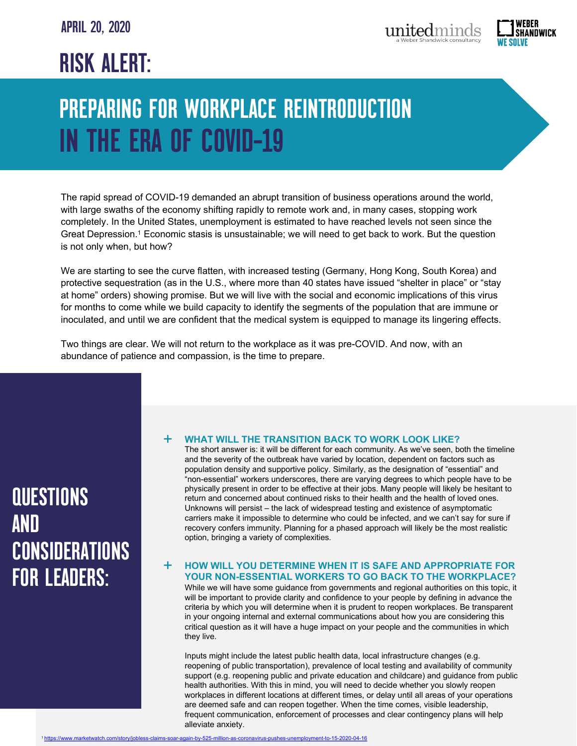APRIL 20, 2020

# RISK ALERT:

# PREPARING FOR WORKPLACE REINTRODUCTION IN THE ERA OF COVID-19

The rapid spread of COVID-19 demanded an abrupt transition of business operations around the world, with large swaths of the economy shifting rapidly to remote work and, in many cases, stopping work completely. In the United States, unemployment is estimated to have reached levels not seen since the Great Depression.[1] Economic stasis is unsustainable; we will need to get back to work. But the question is not only when, but how?

We are starting to see the curve flatten, with increased testing (Germany, Hong Kong, South Korea) and protective sequestration (as in the U.S., where more than 40 states have issued "shelter in place" or "stay at home" orders) showing promise. But we will live with the social and economic implications of this virus for months to come while we build capacity to identify the segments of the population that are immune or inoculated, and until we are confident that the medical system is equipped to manage its lingering effects.

Two things are clear. We will not return to the workplace as it was pre-COVID. And now, with an abundance of patience and compassion, is the time to prepare.

## QUESTIONS AND CONSIDERATIONS FOR LEADERS:

### + WHAT WILL THE TRANSITION BACK TO WORK LOOK LIKE?

The short answer is: it will be different for each community. As we've seen, both the timeline and the severity of the outbreak have varied by location, dependent on factors such as population density and supportive policy. Similarly, as the designation of "essential" and "non-essential" workers underscores, there are varying degrees to which people have to be physically present in order to be effective at their jobs. Many people will likely be hesitant to return and concerned about continued risks to their health and the health of loved ones. Unknowns will persist – the lack of widespread testing and existence of asymptomatic carriers make it impossible to determine who could be infected, and we can't say for sure if recovery confers immunity. Planning for a phased approach will likely be the most realistic option, bringing a variety of complexities.

### + HOW WILL YOU DETERMINE WHEN IT IS SAFE AND APPROPRIATE FOR YOUR NON-ESSENTIAL WORKERS TO GO BACK TO THE WORKPLACE?

While we will have some guidance from governments and regional authorities on this topic, it will be important to provide clarity and confidence to your people by defining in advance the criteria by which you will determine when it is prudent to reopen workplaces. Be transparent in your ongoing internal and external communications about how you are considering this critical question as it will have a huge impact on your people and the communities in which they live.

Inputs might include the latest public health data, local infrastructure changes (e.g. reopening of public transportation), prevalence of local testing and availability of community support (e.g. reopening public and private education and childcare) and guidance from public health authorities. With this in mind, you will need to decide whether you slowly reopen workplaces in different locations at different times, or delay until all areas of your operations are deemed safe and can reopen together. When the time comes, visible leadership, frequent communication, enforcement of processes and clear contingency plans will help alleviate anxiety.

[1] https://www.marketwatch.com/story/jobless-claims-soar-again-by-525-million-as-coronavirus-pushes-unemployment-to-15-2020-04-16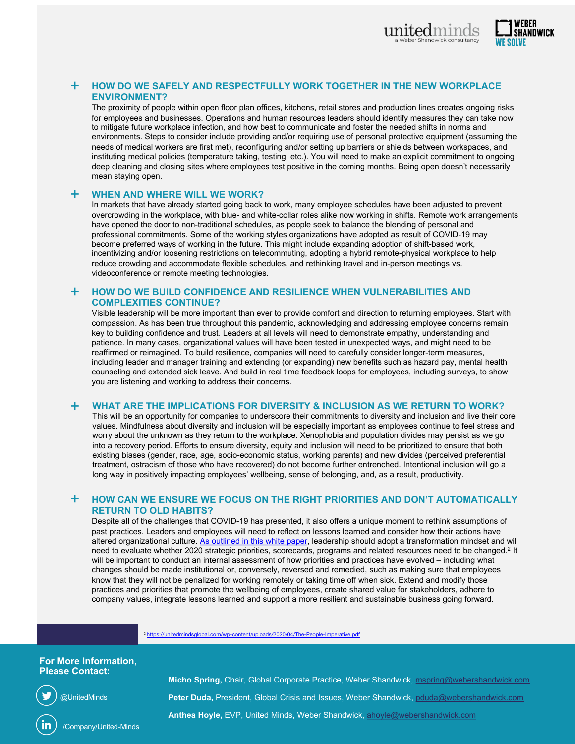## + HOW DO WE SAFELY AND RESPECTFULLY WORK TOGETHER IN THE NEW WORKPLACE ENVIRONMENT?

The proximity of people within open floor plan offices, kitchens, retail stores and production lines creates ongoing risks for employees and businesses. Operations and human resources leaders should identify measures they can take now to mitigate future workplace infection, and how best to communicate and foster the needed shifts in norms and environments. Steps to consider include providing and/or requiring use of personal protective equipment (assuming the needs of medical workers are first met), reconfiguring and/or setting up barriers or shields between workspaces, and instituting medical policies (temperature taking, testing, etc.). You will need to make an explicit commitment to ongoing deep cleaning and closing sites where employees test positive in the coming months. Being open doesn't necessarily mean staying open.

## + WHEN AND WHERE WILL WE WORK?

In markets that have already started going back to work, many employee schedules have been adjusted to prevent overcrowding in the workplace, with blue- and white-collar roles alike now working in shifts. Remote work arrangements have opened the door to non-traditional schedules, as people seek to balance the blending of personal and professional commitments. Some of the working styles organizations have adopted as result of COVID-19 may become preferred ways of working in the future. This might include expanding adoption of shift-based work, incentivizing and/or loosening restrictions on telecommuting, adopting a hybrid remote-physical workplace to help reduce crowding and accommodate flexible schedules, and rethinking travel and in-person meetings vs. videoconference or remote meeting technologies.

## + HOW DO WE BUILD CONFIDENCE AND RESILIENCE WHEN VULNERABILITIES AND COMPLEXITIES CONTINUE?

Visible leadership will be more important than ever to provide comfort and direction to returning employees. Start with compassion. As has been true throughout this pandemic, acknowledging and addressing employee concerns remain key to building confidence and trust. Leaders at all levels will need to demonstrate empathy, understanding and patience. In many cases, organizational values will have been tested in unexpected ways, and might need to be reaffirmed or reimagined. To build resilience, companies will need to carefully consider longer-term measures, including leader and manager training and extending (or expanding) new benefits such as hazard pay, mental health counseling and extended sick leave. And build in real time feedback loops for employees, including surveys, to show you are listening and working to address their concerns.

## + WHAT ARE THE IMPLICATIONS FOR DIVERSITY & INCLUSION AS WE RETURN TO WORK?

This will be an opportunity for companies to underscore their commitments to diversity and inclusion and live their core values. Mindfulness about diversity and inclusion will be especially important as employees continue to feel stress and worry about the unknown as they return to the workplace. Xenophobia and population divides may persist as we go into a recovery period. Efforts to ensure diversity, equity and inclusion will need to be prioritized to ensure that both existing biases (gender, race, age, socio-economic status, working parents) and new divides (perceived preferential treatment, ostracism of those who have recovered) do not become further entrenched. Intentional inclusion will go a long way in positively impacting employees' wellbeing, sense of belonging, and, as a result, productivity.

## + HOW CAN WE ENSURE WE FOCUS ON THE RIGHT PRIORITIES AND DON'T AUTOMATICALLY RETURN TO OLD HABITS?

Despite all of the challenges that COVID-19 has presented, it also offers a unique moment to rethink assumptions of past practices. Leaders and employees will need to reflect on lessons learned and consider how their actions have altered organizational culture. [As outlined in this white paper](https://unitedmindsglobal.com/wp-content/uploads/2020/04/The-People-Imperative.pdf), leadership should adopt a transformation mindset and will need to evaluate whether 2020 strategic priorities, scorecards, programs and related resources need to be changed.[2] It will be important to conduct an internal assessment of how priorities and practices have evolved – including what changes should be made institutional or, conversely, reversed and remedied, such as making sure that employees know that they will not be penalized for working remotely or taking time off when sick. Extend and modify those practices and priorities that promote the wellbeing of employees, create shared value for stakeholders, adhere to company values, integrate lessons learned and support a more resilient and sustainable business going forward.

[2] https://unitedmindsglobal.com/wp-content/uploads/2020/04/The-People-Imperative.pdf

**For More Information, Please Contact:**

@UnitedMinds

/Company/United-Minds

**Micho Spring,** Chair, Global Corporate Practice, Weber Shandwick, mspring@webershandwick.com

**Peter Duda,** President, Global Crisis and Issues, Weber Shandwick, pduda@webershandwick.com

**Anthea Hoyle,** EVP, United Minds, Weber Shandwick, ahoyle@webershandwick.com